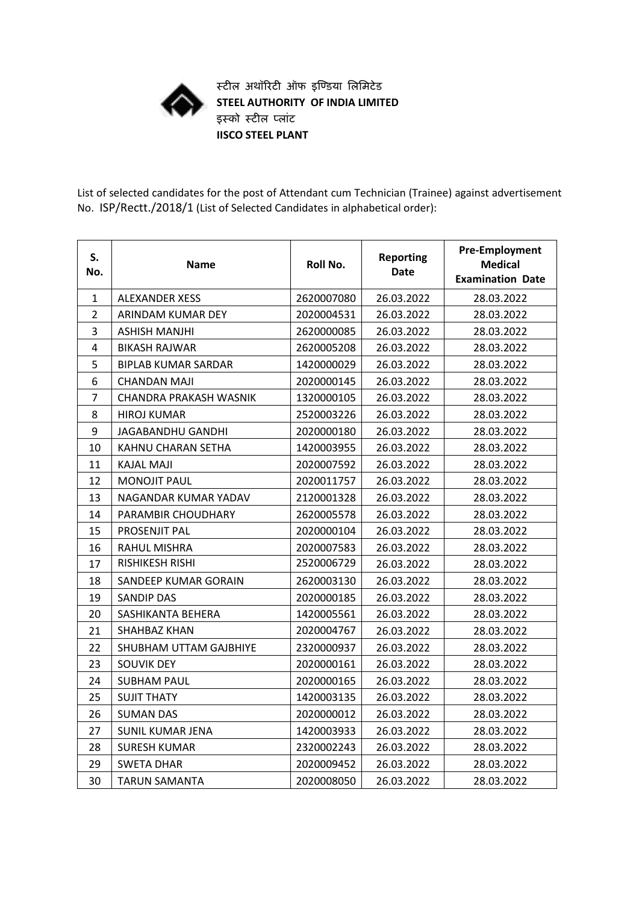स्टील अथॉरिटी ऑफ इण्डिया लिमिटेड

**STEEL AUTHORITY OF INDIA LIMITED**

इस्को स्टील प्लांट

**IISCO STEEL PLANT**

List of selected candidates for the post of Attendant cum Technician (Trainee) against advertisement No. ISP/Rectt./2018/1 (List of Selected Candidates in alphabetical order):

| S. No. | Name | Roll No. | Reporting Date | Pre-Employment Medical Examination Date |
|---|---|---|---|---|
| 1 | ALEXANDER XESS | 2620007080 | 26.03.2022 | 28.03.2022 |
| 2 | ARINDAM KUMAR DEY | 2020004531 | 26.03.2022 | 28.03.2022 |
| 3 | ASHISH MANJHI | 2620000085 | 26.03.2022 | 28.03.2022 |
| 4 | BIKASH RAJWAR | 2620005208 | 26.03.2022 | 28.03.2022 |
| 5 | BIPLAB KUMAR SARDAR | 1420000029 | 26.03.2022 | 28.03.2022 |
| 6 | CHANDAN MAJI | 2020000145 | 26.03.2022 | 28.03.2022 |
| 7 | CHANDRA PRAKASH WASNIK | 1320000105 | 26.03.2022 | 28.03.2022 |
| 8 | HIROJ KUMAR | 2520003226 | 26.03.2022 | 28.03.2022 |
| 9 | JAGABANDHU GANDHI | 2020000180 | 26.03.2022 | 28.03.2022 |
| 10 | KAHNU CHARAN SETHA | 1420003955 | 26.03.2022 | 28.03.2022 |
| 11 | KAJAL MAJI | 2020007592 | 26.03.2022 | 28.03.2022 |
| 12 | MONOJIT PAUL | 2020011757 | 26.03.2022 | 28.03.2022 |
| 13 | NAGANDAR KUMAR YADAV | 2120001328 | 26.03.2022 | 28.03.2022 |
| 14 | PARAMBIR CHOUDHARY | 2620005578 | 26.03.2022 | 28.03.2022 |
| 15 | PROSENJIT PAL | 2020000104 | 26.03.2022 | 28.03.2022 |
| 16 | RAHUL MISHRA | 2020007583 | 26.03.2022 | 28.03.2022 |
| 17 | RISHIKESH RISHI | 2520006729 | 26.03.2022 | 28.03.2022 |
| 18 | SANDEEP KUMAR GORAIN | 2620003130 | 26.03.2022 | 28.03.2022 |
| 19 | SANDIP DAS | 2020000185 | 26.03.2022 | 28.03.2022 |
| 20 | SASHIKANTA BEHERA | 1420005561 | 26.03.2022 | 28.03.2022 |
| 21 | SHAHBAZ KHAN | 2020004767 | 26.03.2022 | 28.03.2022 |
| 22 | SHUBHAM UTTAM GAJBHIYE | 2320000937 | 26.03.2022 | 28.03.2022 |
| 23 | SOUVIK DEY | 2020000161 | 26.03.2022 | 28.03.2022 |
| 24 | SUBHAM PAUL | 2020000165 | 26.03.2022 | 28.03.2022 |
| 25 | SUJIT THATY | 1420003135 | 26.03.2022 | 28.03.2022 |
| 26 | SUMAN DAS | 2020000012 | 26.03.2022 | 28.03.2022 |
| 27 | SUNIL KUMAR JENA | 1420003933 | 26.03.2022 | 28.03.2022 |
| 28 | SURESH KUMAR | 2320002243 | 26.03.2022 | 28.03.2022 |
| 29 | SWETA DHAR | 2020009452 | 26.03.2022 | 28.03.2022 |
| 30 | TARUN SAMANTA | 2020008050 | 26.03.2022 | 28.03.2022 |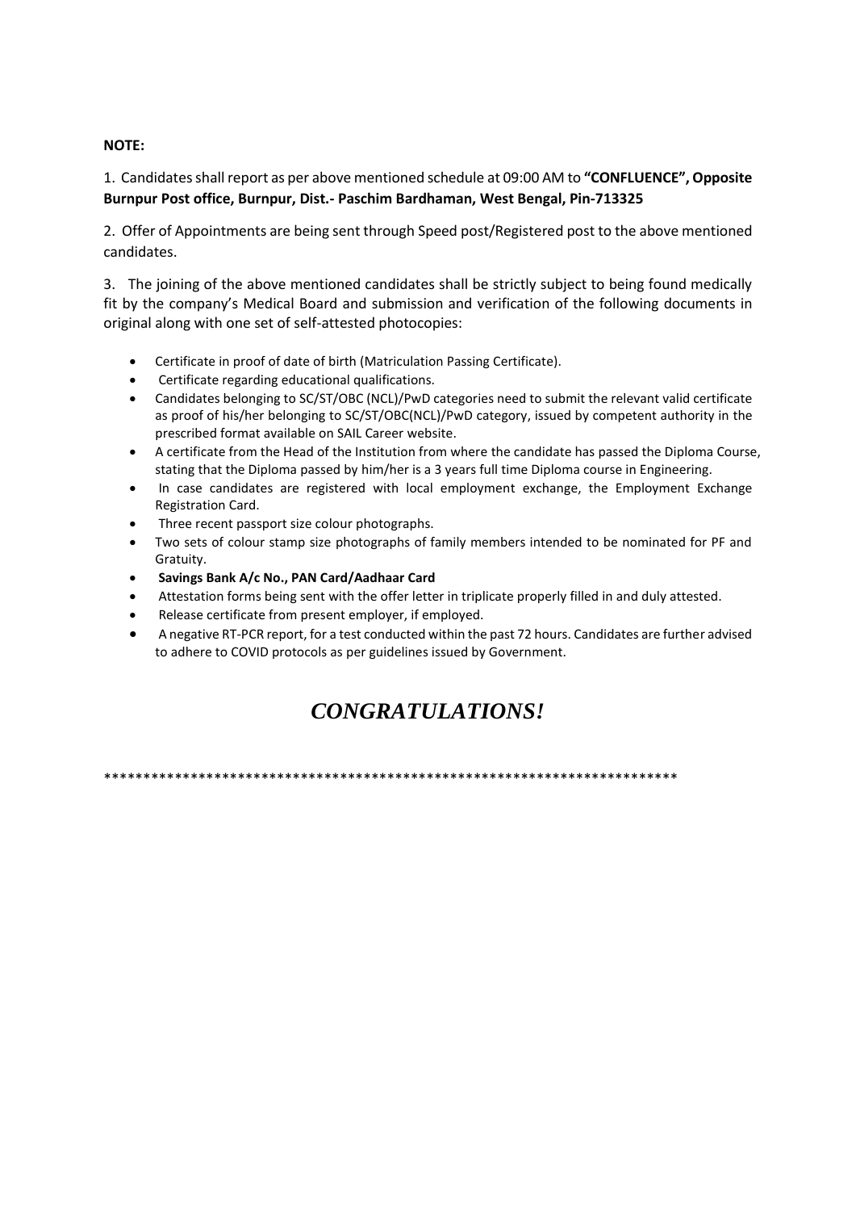**NOTE:**

1. Candidates shall report as per above mentioned schedule at 09:00 AM to **"CONFLUENCE", Opposite Burnpur Post office, Burnpur, Dist.- Paschim Bardhaman, West Bengal, Pin-713325**

2. Offer of Appointments are being sent through Speed post/Registered post to the above mentioned candidates.

3. The joining of the above mentioned candidates shall be strictly subject to being found medically fit by the company's Medical Board and submission and verification of the following documents in original along with one set of self-attested photocopies:

- Certificate in proof of date of birth (Matriculation Passing Certificate).
- Certificate regarding educational qualifications.
- Candidates belonging to SC/ST/OBC (NCL)/PwD categories need to submit the relevant valid certificate as proof of his/her belonging to SC/ST/OBC(NCL)/PwD category, issued by competent authority in the prescribed format available on SAIL Career website.
- A certificate from the Head of the Institution from where the candidate has passed the Diploma Course, stating that the Diploma passed by him/her is a 3 years full time Diploma course in Engineering.
- In case candidates are registered with local employment exchange, the Employment Exchange Registration Card.
- Three recent passport size colour photographs.
- Two sets of colour stamp size photographs of family members intended to be nominated for PF and Gratuity.
- **Savings Bank A/c No., PAN Card/Aadhaar Card**
- Attestation forms being sent with the offer letter in triplicate properly filled in and duly attested.
- Release certificate from present employer, if employed.
- A negative RT-PCR report, for a test conducted within the past 72 hours. Candidates are further advised to adhere to COVID protocols as per guidelines issued by Government.

## ***CONGRATULATIONS!***

***************************************************************************